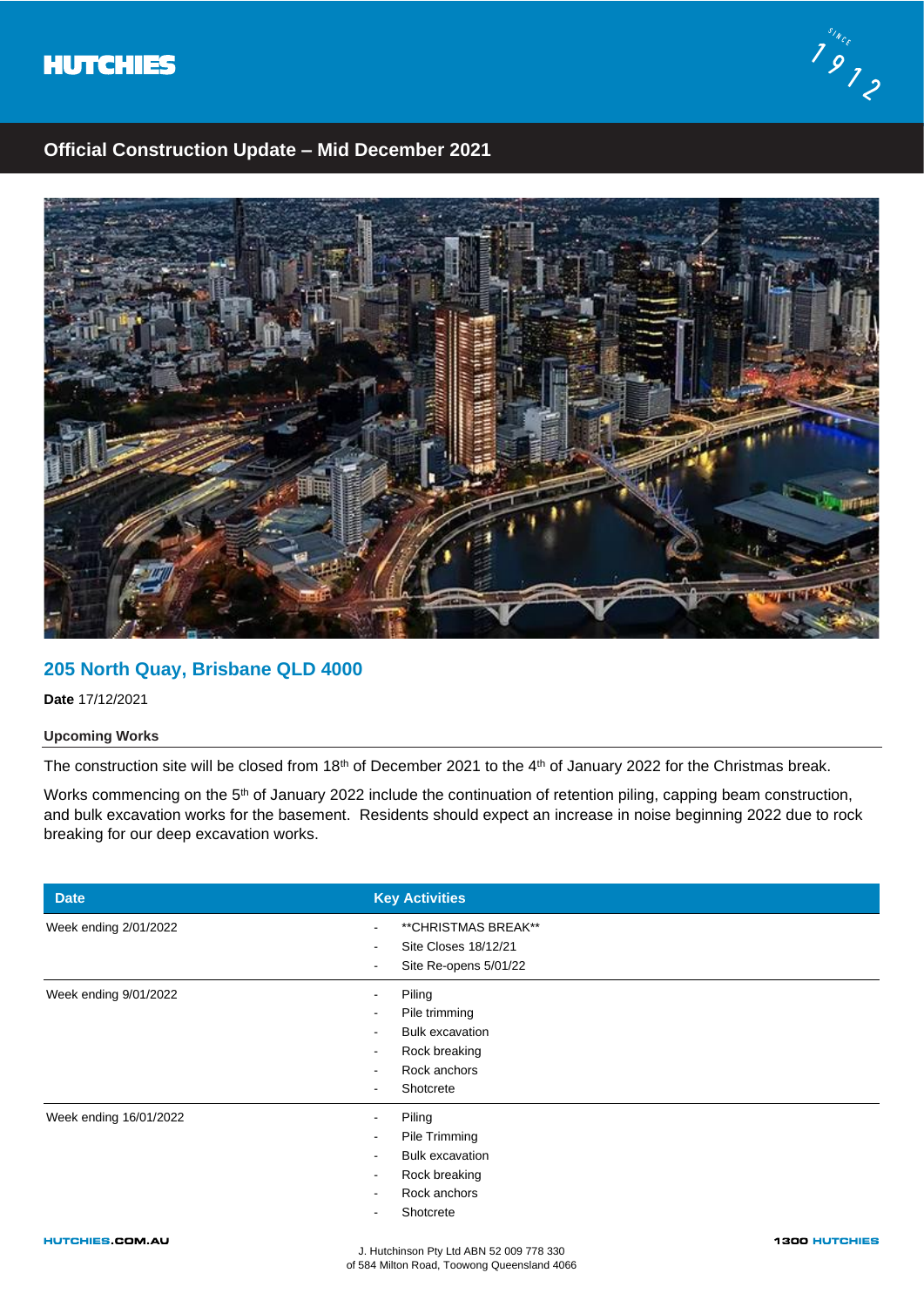# Official Construction Update – Mid December 2021

## 205 North Quay, Brisbane QLD 4000

**Date** 17/12/2021

### Upcoming Works

The construction site will be closed from 18th of December 2021 to the 4th of January 2022 for the Christmas break.

Works commencing on the 5th of January 2022 include the continuation of retention piling, capping beam construction, and bulk excavation works for the basement. Residents should expect an increase in noise beginning 2022 due to rock breaking for our deep excavation works.

| Date | Key Activities |
| --- | --- |
| Week ending 2/01/2022 | - **CHRISTMAS BREAK**<br>- Site Closes 18/12/21<br>- Site Re-opens 5/01/22 |
| Week ending 9/01/2022 | - Piling<br>- Pile trimming<br>- Bulk excavation<br>- Rock breaking<br>- Rock anchors<br>- Shotcrete |
| Week ending 16/01/2022 | - Piling<br>- Pile Trimming<br>- Bulk excavation<br>- Rock breaking<br>- Rock anchors<br>- Shotcrete |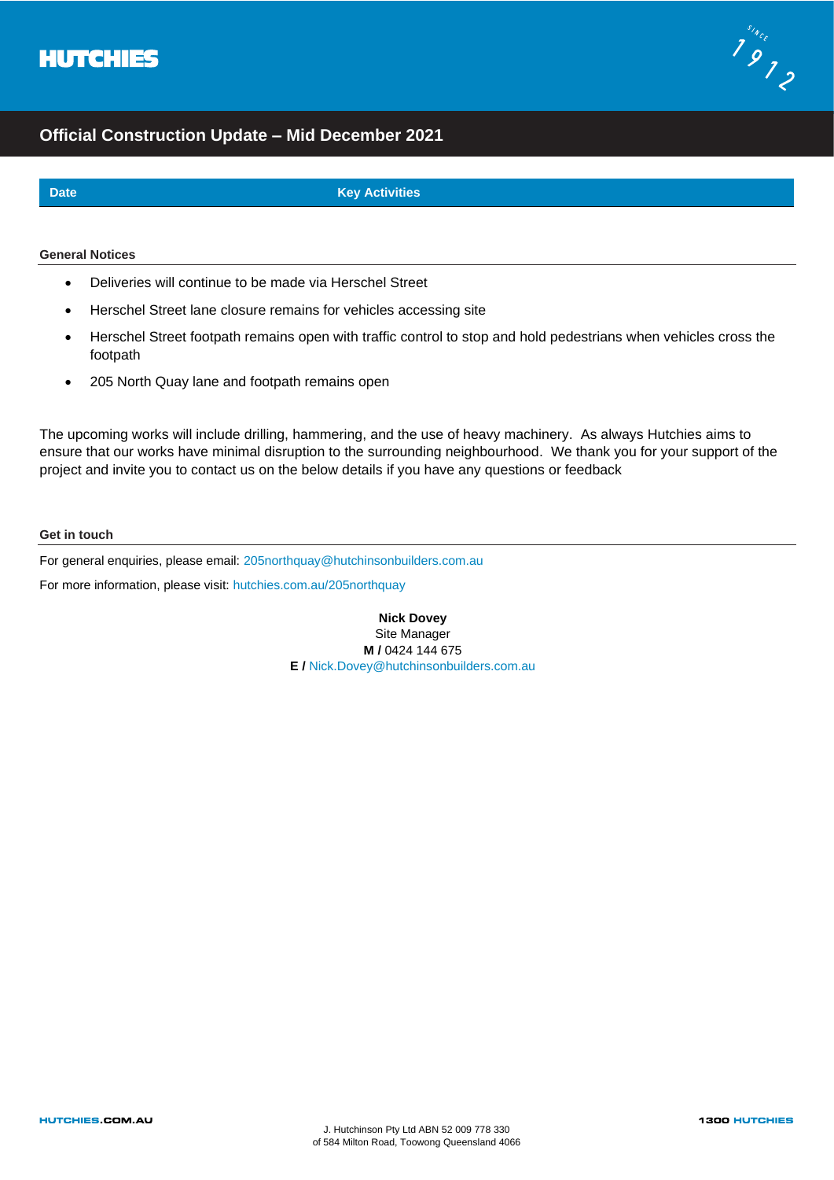**HUTCHIES**

## Official Construction Update – Mid December 2021

| Date | Key Activities |
| --- | --- |

### General Notices

- Deliveries will continue to be made via Herschel Street
- Herschel Street lane closure remains for vehicles accessing site
- Herschel Street footpath remains open with traffic control to stop and hold pedestrians when vehicles cross the footpath
- 205 North Quay lane and footpath remains open

The upcoming works will include drilling, hammering, and the use of heavy machinery. As always Hutchies aims to ensure that our works have minimal disruption to the surrounding neighbourhood. We thank you for your support of the project and invite you to contact us on the below details if you have any questions or feedback

### Get in touch

For general enquiries, please email: 205northquay@hutchinsonbuilders.com.au

For more information, please visit: hutchies.com.au/205northquay

**Nick Dovey**
Site Manager
**M /** 0424 144 675
**E /** Nick.Dovey@hutchinsonbuilders.com.au

HUTCHIES.COM.AU

J. Hutchinson Pty Ltd ABN 52 009 778 330
of 584 Milton Road, Toowong Queensland 4066

1300 HUTCHIES